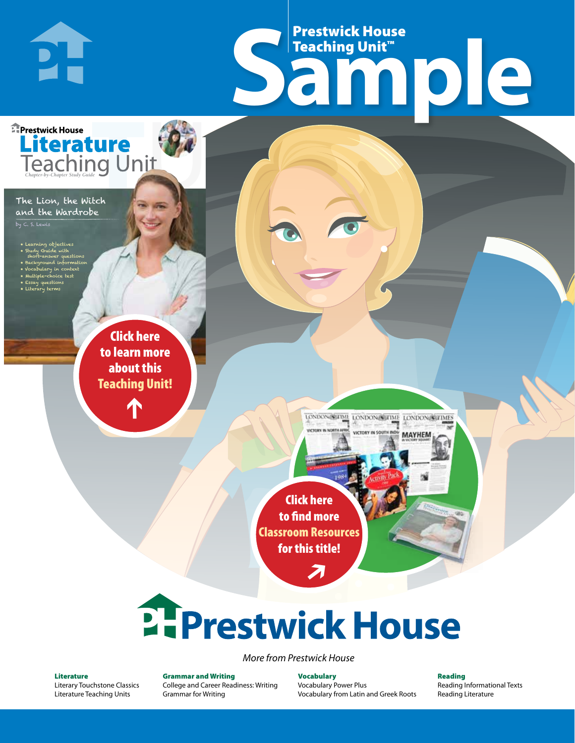# Prestwick House Teaching Unit™

# Sample

Prestwick House

**Literature**

Teaching Unit

*Chapter-by-Chapter Study Guide*

The Lion, the Witch and the Wardrobe

by C. S. Lewis

- Learning objectives
- Study Guide with short-answer questions
- Background information
- Vocabulary in context
- Multiple-choice test
- Essay questions
- Literary terms

**Click here to learn more about this Teaching Unit!**

**Click here to find more Classroom Resources for this title!**

# Prestwick House

*More from Prestwick House*

**Literature**
Literary Touchstone Classics
Literature Teaching Units

**Grammar and Writing**
College and Career Readiness: Writing
Grammar for Writing

**Vocabulary**
Vocabulary Power Plus
Vocabulary from Latin and Greek Roots

**Reading**
Reading Informational Texts
Reading Literature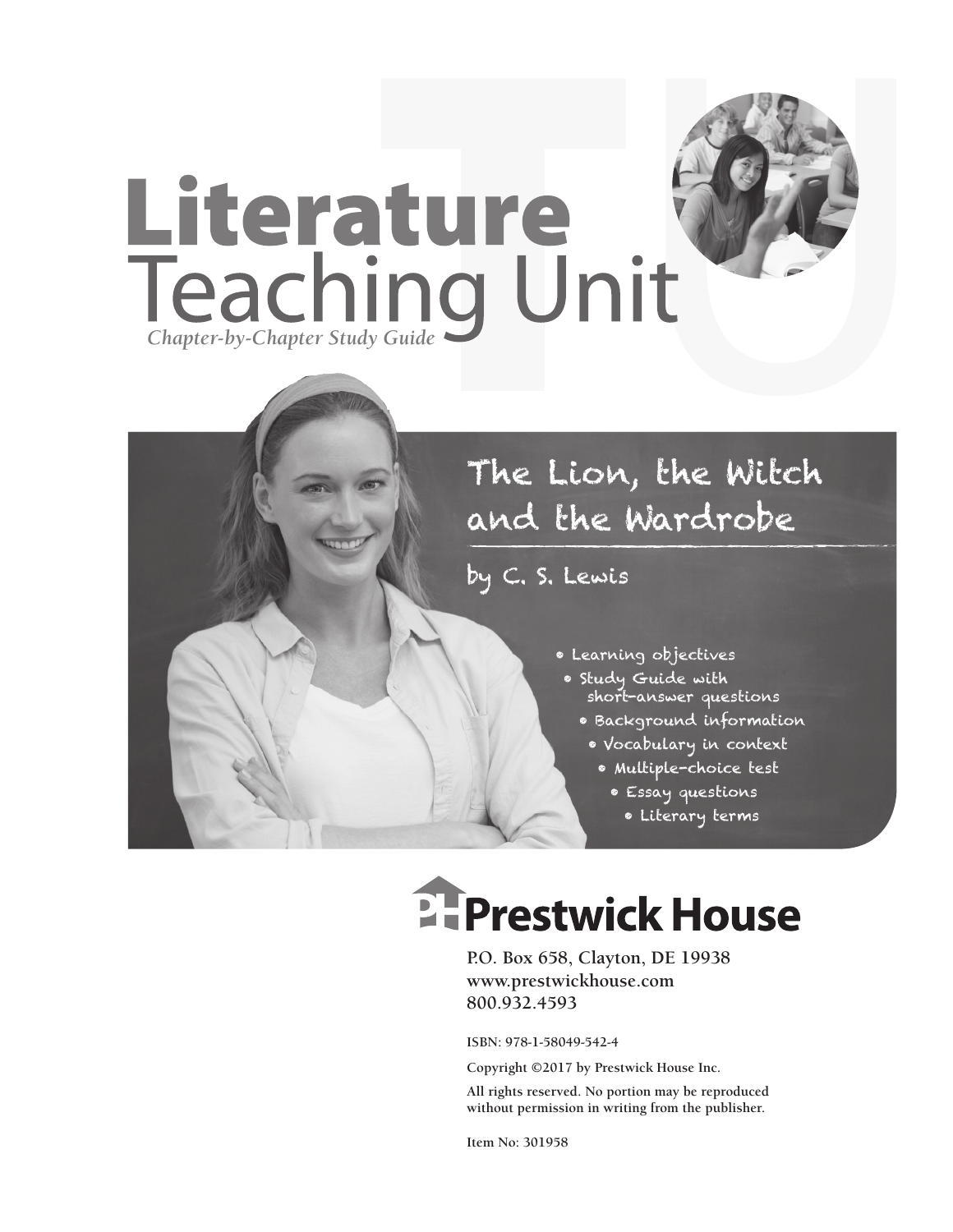# Literature
# Teaching Unit

*Chapter-by-Chapter Study Guide*

## The Lion, the Witch and the Wardrobe

by C. S. Lewis

- Learning objectives
- Study Guide with short-answer questions
- Background information
- Vocabulary in context
- Multiple-choice test
- Essay questions
- Literary terms

**Prestwick House**

P.O. Box 658, Clayton, DE 19938
www.prestwickhouse.com
800.932.4593

ISBN: 978-1-58049-542-4

Copyright ©2017 by Prestwick House Inc.

All rights reserved. No portion may be reproduced without permission in writing from the publisher.

Item No: 301958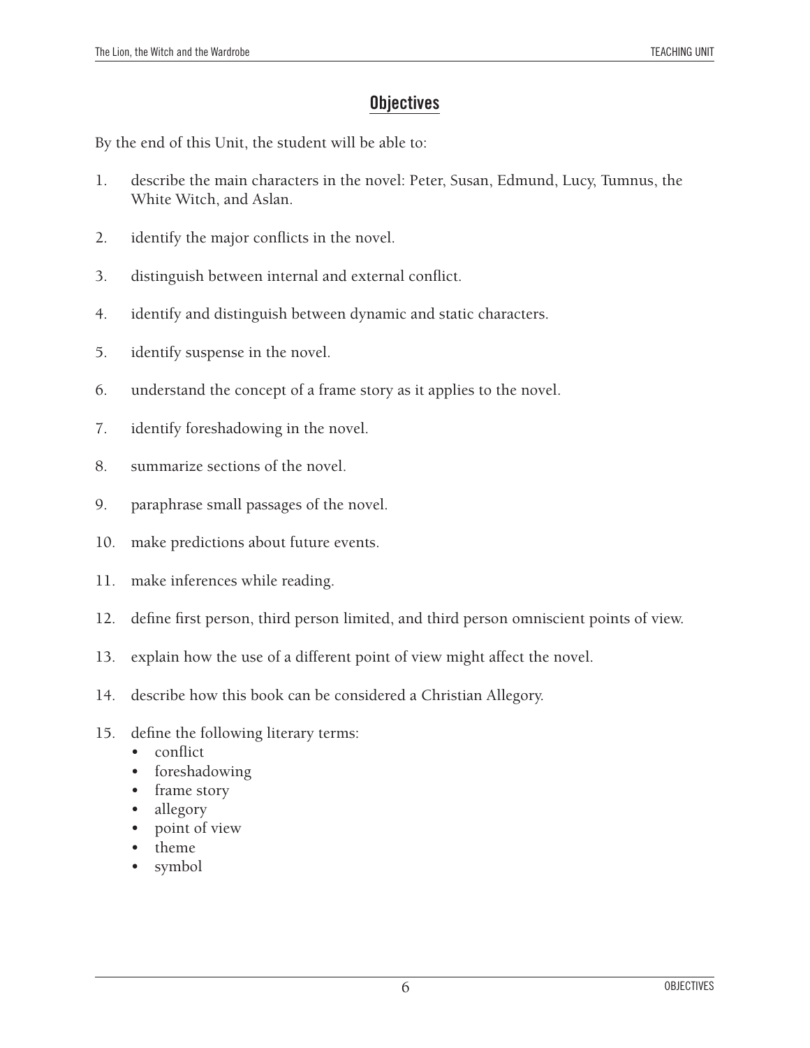## Objectives

By the end of this Unit, the student will be able to:

1. describe the main characters in the novel: Peter, Susan, Edmund, Lucy, Tumnus, the White Witch, and Aslan.
2. identify the major conflicts in the novel.
3. distinguish between internal and external conflict.
4. identify and distinguish between dynamic and static characters.
5. identify suspense in the novel.
6. understand the concept of a frame story as it applies to the novel.
7. identify foreshadowing in the novel.
8. summarize sections of the novel.
9. paraphrase small passages of the novel.
10. make predictions about future events.
11. make inferences while reading.
12. define first person, third person limited, and third person omniscient points of view.
13. explain how the use of a different point of view might affect the novel.
14. describe how this book can be considered a Christian Allegory.
15. define the following literary terms:
    - conflict
    - foreshadowing
    - frame story
    - allegory
    - point of view
    - theme
    - symbol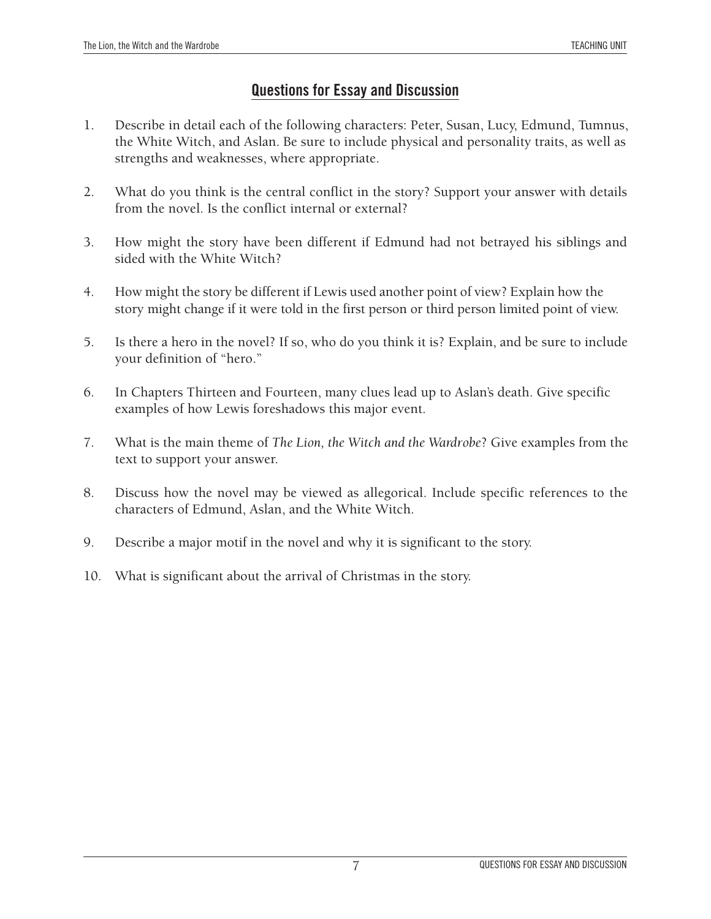## Questions for Essay and Discussion

1. Describe in detail each of the following characters: Peter, Susan, Lucy, Edmund, Tumnus, the White Witch, and Aslan. Be sure to include physical and personality traits, as well as strengths and weaknesses, where appropriate.

2. What do you think is the central conflict in the story? Support your answer with details from the novel. Is the conflict internal or external?

3. How might the story have been different if Edmund had not betrayed his siblings and sided with the White Witch?

4. How might the story be different if Lewis used another point of view? Explain how the story might change if it were told in the first person or third person limited point of view.

5. Is there a hero in the novel? If so, who do you think it is? Explain, and be sure to include your definition of "hero."

6. In Chapters Thirteen and Fourteen, many clues lead up to Aslan's death. Give specific examples of how Lewis foreshadows this major event.

7. What is the main theme of *The Lion, the Witch and the Wardrobe*? Give examples from the text to support your answer.

8. Discuss how the novel may be viewed as allegorical. Include specific references to the characters of Edmund, Aslan, and the White Witch.

9. Describe a major motif in the novel and why it is significant to the story.

10. What is significant about the arrival of Christmas in the story.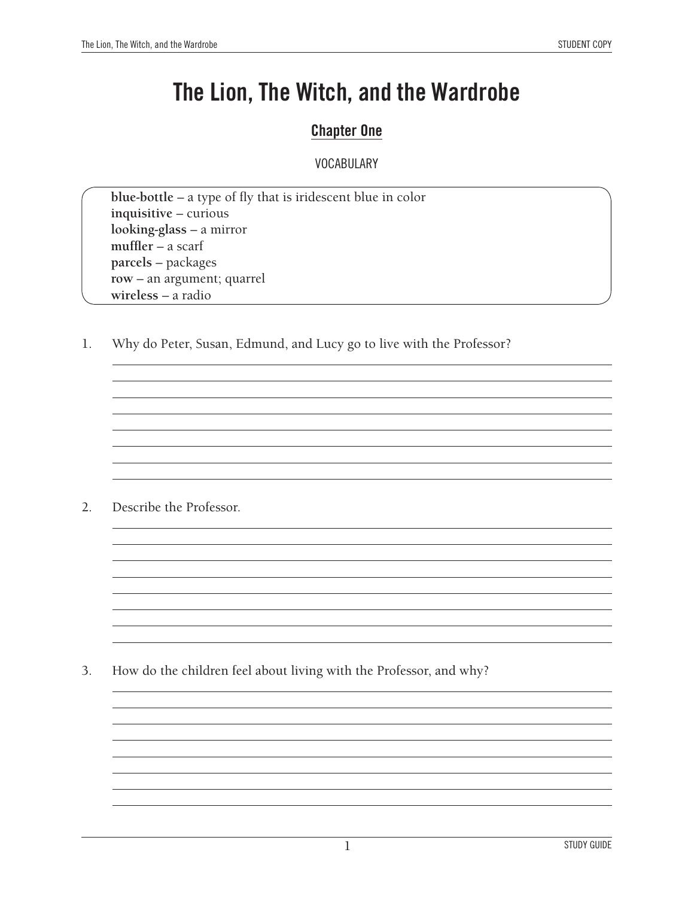# The Lion, The Witch, and the Wardrobe

## Chapter One

VOCABULARY

**blue-bottle** – a type of fly that is iridescent blue in color
**inquisitive** – curious
**looking-glass** – a mirror
**muffler** – a scarf
**parcels** – packages
**row** – an argument; quarrel
**wireless** – a radio

1. Why do Peter, Susan, Edmund, and Lucy go to live with the Professor?

2. Describe the Professor.

3. How do the children feel about living with the Professor, and why?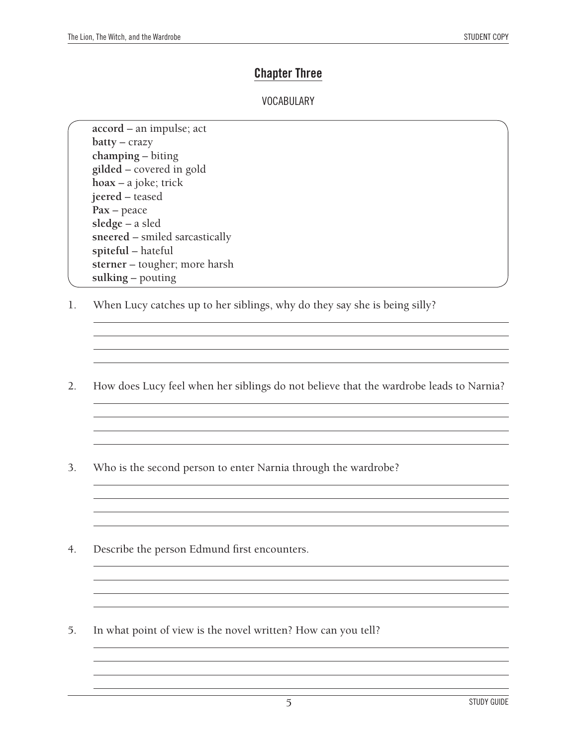## Chapter Three

### VOCABULARY

**accord** – an impulse; act
**batty** – crazy
**champing** – biting
**gilded** – covered in gold
**hoax** – a joke; trick
**jeered** – teased
**Pax** – peace
**sledge** – a sled
**sneered** – smiled sarcastically
**spiteful** – hateful
**sterner** – tougher; more harsh
**sulking** – pouting

1. When Lucy catches up to her siblings, why do they say she is being silly?

2. How does Lucy feel when her siblings do not believe that the wardrobe leads to Narnia?

3. Who is the second person to enter Narnia through the wardrobe?

4. Describe the person Edmund first encounters.

5. In what point of view is the novel written? How can you tell?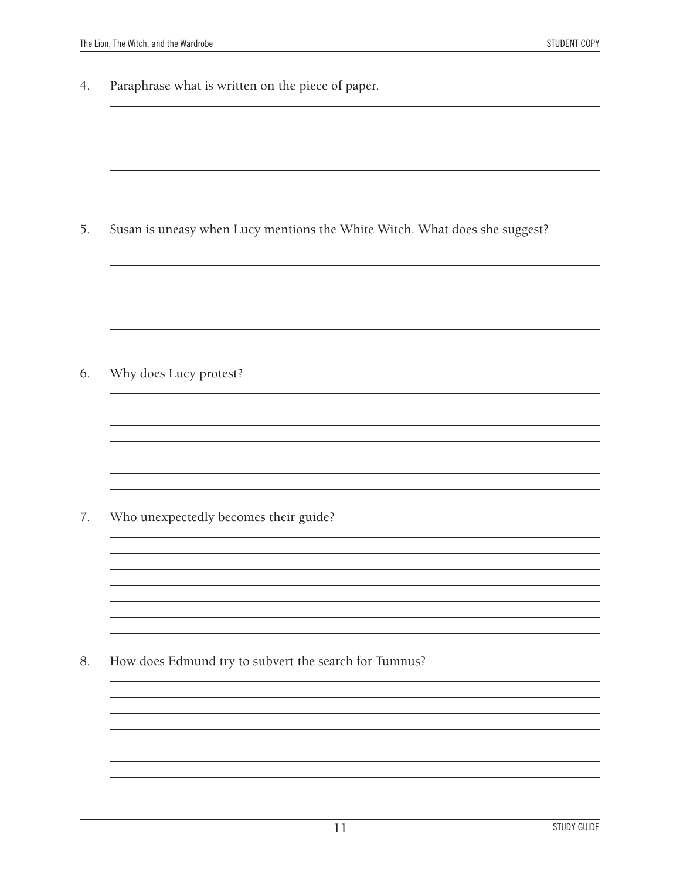4. Paraphrase what is written on the piece of paper.

5. Susan is uneasy when Lucy mentions the White Witch. What does she suggest?

6. Why does Lucy protest?

7. Who unexpectedly becomes their guide?

8. How does Edmund try to subvert the search for Tumnus?